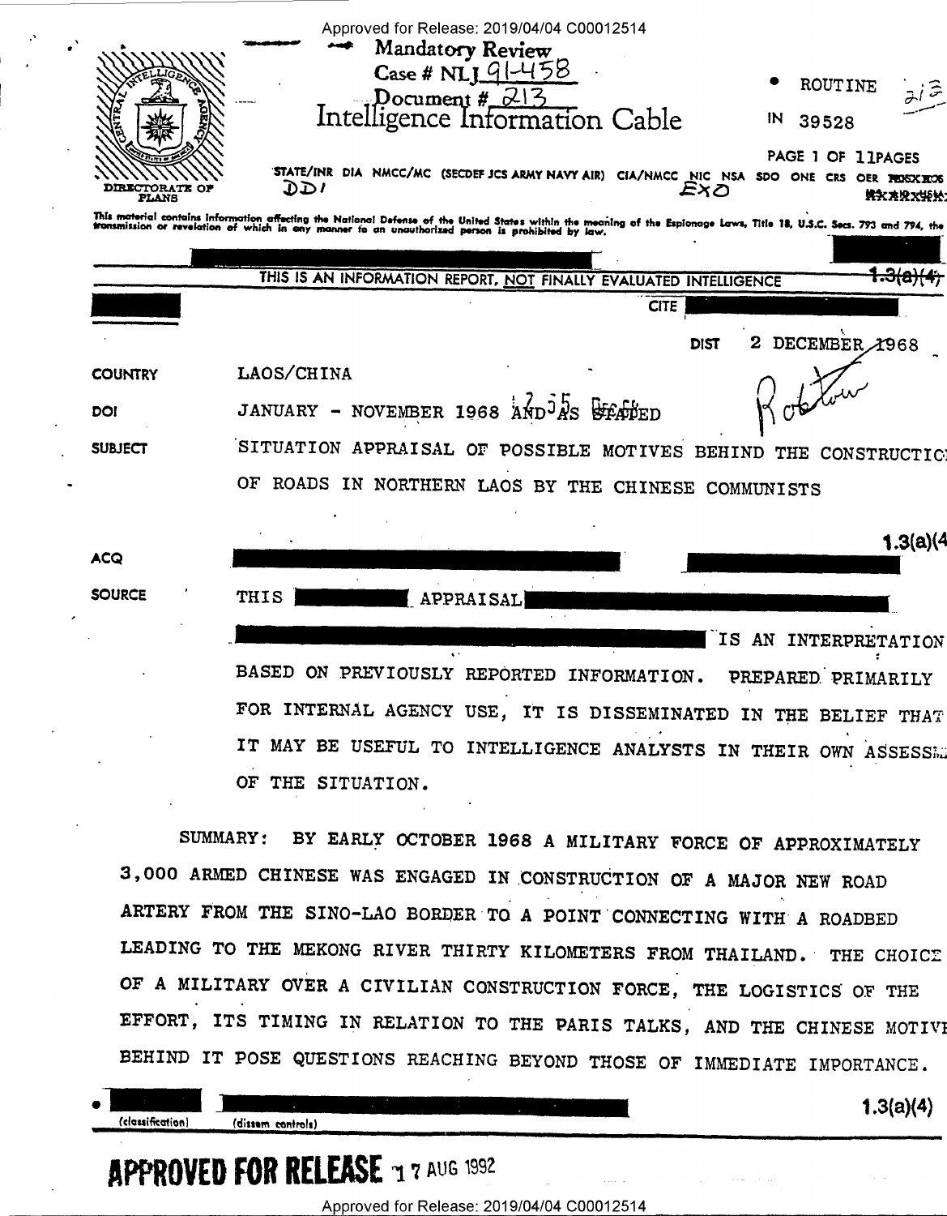Approved for Release: 2019/04/04 C00012514

Mandatory Review
Case # NLJ 91-458
Document # 213

# Intelligence Information Cable

DIRECTORATE OF PLANS

ROUTINE

IN 39528

STATE/INR DIA NMCC/MC (SECDEF JCS ARMY NAVY AIR) CIA/NMCC NIC NSA SDO ONE CRS OER

DD/ EXO

This material contains information affecting the National Defense of the United States within the meaning of the Espionage Laws, Title 18, U.S.C. Secs. 793 and 794, the transmission or revelation of which in any manner to an unauthorized person is prohibited by law.

1.3(a)(4)

THIS IS AN INFORMATION REPORT, NOT FINALLY EVALUATED INTELLIGENCE

CITE

DIST 2 DECEMBER 1968

Rostow

**COUNTRY** LAOS/CHINA

**DOI** JANUARY - NOVEMBER 1968 AND AS STATED

**SUBJECT** SITUATION APPRAISAL OF POSSIBLE MOTIVES BEHIND THE CONSTRUCTION OF ROADS IN NORTHERN LAOS BY THE CHINESE COMMUNISTS

1.3(a)(4)

**ACQ**

**SOURCE** THIS APPRAISAL IS AN INTERPRETATION BASED ON PREVIOUSLY REPORTED INFORMATION. PREPARED PRIMARILY FOR INTERNAL AGENCY USE, IT IS DISSEMINATED IN THE BELIEF THAT IT MAY BE USEFUL TO INTELLIGENCE ANALYSTS IN THEIR OWN ASSESSMENT OF THE SITUATION.

SUMMARY: BY EARLY OCTOBER 1968 A MILITARY FORCE OF APPROXIMATELY 3,000 ARMED CHINESE WAS ENGAGED IN CONSTRUCTION OF A MAJOR NEW ROAD ARTERY FROM THE SINO-LAO BORDER TO A POINT CONNECTING WITH A ROADBED LEADING TO THE MEKONG RIVER THIRTY KILOMETERS FROM THAILAND. THE CHOICE OF A MILITARY OVER A CIVILIAN CONSTRUCTION FORCE, THE LOGISTICS OF THE EFFORT, ITS TIMING IN RELATION TO THE PARIS TALKS, AND THE CHINESE MOTIVE BEHIND IT POSE QUESTIONS REACHING BEYOND THOSE OF IMMEDIATE IMPORTANCE.

(classification) (dissem controls) 1.3(a)(4)

APPROVED FOR RELEASE 17 AUG 1992

Approved for Release: 2019/04/04 C00012514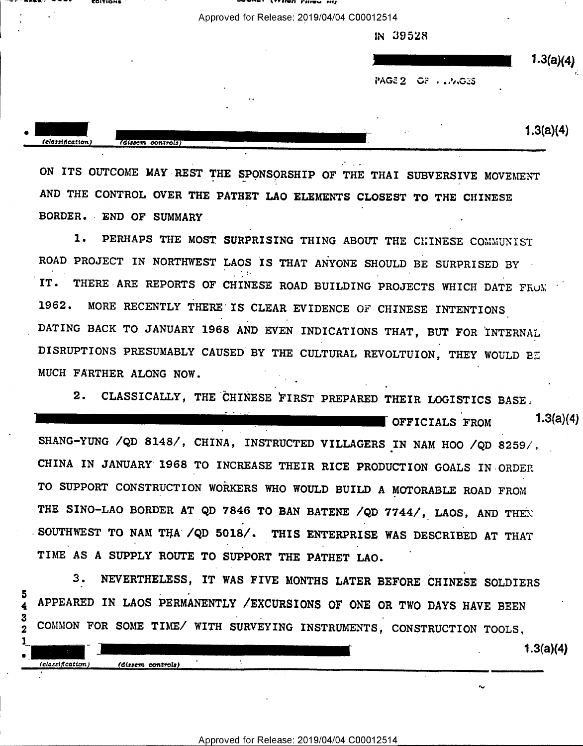IN 39528

1.3(a)(4)

ON ITS OUTCOME MAY REST THE SPONSORSHIP OF THE THAI SUBVERSIVE MOVEMENT AND THE CONTROL OVER THE PATHET LAO ELEMENTS CLOSEST TO THE CHINESE BORDER. END OF SUMMARY

1. PERHAPS THE MOST SURPRISING THING ABOUT THE CHINESE COMMUNIST ROAD PROJECT IN NORTHWEST LAOS IS THAT ANYONE SHOULD BE SURPRISED BY IT. THERE ARE REPORTS OF CHINESE ROAD BUILDING PROJECTS WHICH DATE FROM 1962. MORE RECENTLY THERE IS CLEAR EVIDENCE OF CHINESE INTENTIONS DATING BACK TO JANUARY 1968 AND EVEN INDICATIONS THAT, BUT FOR INTERNAL DISRUPTIONS PRESUMABLY CAUSED BY THE CULTURAL REVOLTUION, THEY WOULD BE MUCH FARTHER ALONG NOW.

2. CLASSICALLY, THE CHINESE FIRST PREPARED THEIR LOGISTICS BASE. [1.3(a)(4)] OFFICIALS FROM SHANG-YUNG /QD 8148/, CHINA, INSTRUCTED VILLAGERS IN NAM HOO /QD 8259/, CHINA IN JANUARY 1968 TO INCREASE THEIR RICE PRODUCTION GOALS IN ORDER TO SUPPORT CONSTRUCTION WORKERS WHO WOULD BUILD A MOTORABLE ROAD FROM THE SINO-LAO BORDER AT QD 7846 TO BAN BATENE /QD 7744/, LAOS, AND THEN SOUTHWEST TO NAM THA /QD 5018/. THIS ENTERPRISE WAS DESCRIBED AT THAT TIME AS A SUPPLY ROUTE TO SUPPORT THE PATHET LAO.

3. NEVERTHELESS, IT WAS FIVE MONTHS LATER BEFORE CHINESE SOLDIERS APPEARED IN LAOS PERMANENTLY /EXCURSIONS OF ONE OR TWO DAYS HAVE BEEN COMMON FOR SOME TIME/ WITH SURVEYING INSTRUMENTS, CONSTRUCTION TOOLS,

1.3(a)(4)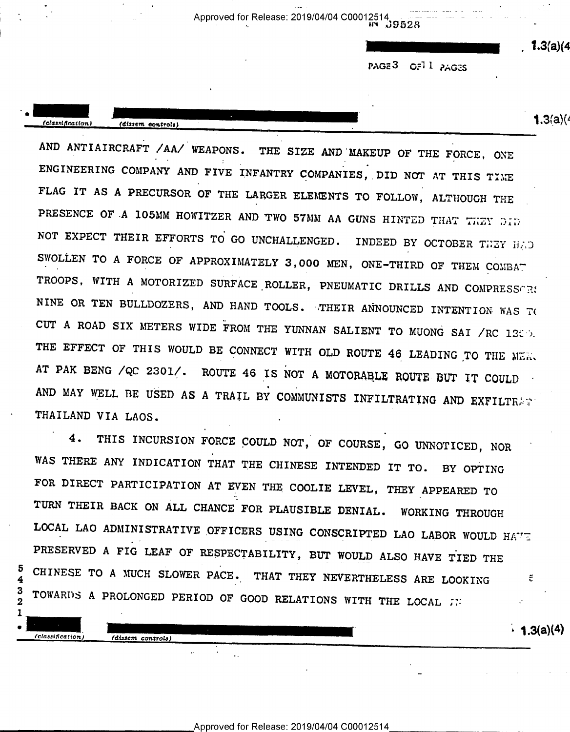AND ANTIAIRCRAFT /AA/ WEAPONS. THE SIZE AND MAKEUP OF THE FORCE, ONE ENGINEERING COMPANY AND FIVE INFANTRY COMPANIES, DID NOT AT THIS TIME FLAG IT AS A PRECURSOR OF THE LARGER ELEMENTS TO FOLLOW, ALTHOUGH THE PRESENCE OF A 105MM HOWITZER AND TWO 57MM AA GUNS HINTED THAT THEY DID NOT EXPECT THEIR EFFORTS TO GO UNCHALLENGED. INDEED BY OCTOBER THEY HAD SWOLLEN TO A FORCE OF APPROXIMATELY 3,000 MEN, ONE-THIRD OF THEM COMBAT TROOPS, WITH A MOTORIZED SURFACE ROLLER, PNEUMATIC DRILLS AND COMPRESSORS NINE OR TEN BULLDOZERS, AND HAND TOOLS. THEIR ANNOUNCED INTENTION WAS TO CUT A ROAD SIX METERS WIDE FROM THE YUNNAN SALIENT TO MUONG SAI /RC 12... THE EFFECT OF THIS WOULD BE CONNECT WITH OLD ROUTE 46 LEADING TO THE MEK... AT PAK BENG /QC 2301/. ROUTE 46 IS NOT A MOTORABLE ROUTE BUT IT COULD AND MAY WELL BE USED AS A TRAIL BY COMMUNISTS INFILTRATING AND EXFILTRAT... THAILAND VIA LAOS.

4. THIS INCURSION FORCE COULD NOT, OF COURSE, GO UNNOTICED, NOR WAS THERE ANY INDICATION THAT THE CHINESE INTENDED IT TO. BY OPTING FOR DIRECT PARTICIPATION AT EVEN THE COOLIE LEVEL, THEY APPEARED TO TURN THEIR BACK ON ALL CHANCE FOR PLAUSIBLE DENIAL. WORKING THROUGH LOCAL LAO ADMINISTRATIVE OFFICERS USING CONSCRIPTED LAO LABOR WOULD HAVE PRESERVED A FIG LEAF OF RESPECTABILITY, BUT WOULD ALSO HAVE TIED THE CHINESE TO A MUCH SLOWER PACE. THAT THEY NEVERTHELESS ARE LOOKING TOWARDS A PROLONGED PERIOD OF GOOD RELATIONS WITH THE LOCAL IN...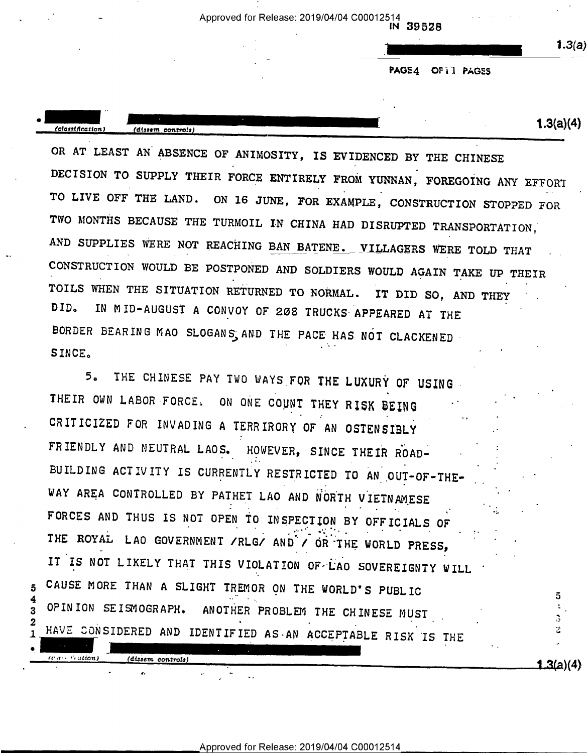OR AT LEAST AN ABSENCE OF ANIMOSITY, IS EVIDENCED BY THE CHINESE DECISION TO SUPPLY THEIR FORCE ENTIRELY FROM YUNNAN, FOREGOING ANY EFFORT TO LIVE OFF THE LAND. ON 16 JUNE, FOR EXAMPLE, CONSTRUCTION STOPPED FOR TWO MONTHS BECAUSE THE TURMOIL IN CHINA HAD DISRUPTED TRANSPORTATION, AND SUPPLIES WERE NOT REACHING BAN BATENE. VILLAGERS WERE TOLD THAT CONSTRUCTION WOULD BE POSTPONED AND SOLDIERS WOULD AGAIN TAKE UP THEIR TOILS WHEN THE SITUATION RETURNED TO NORMAL. IT DID SO, AND THEY DID. IN MID-AUGUST A CONVOY OF 208 TRUCKS APPEARED AT THE BORDER BEARING MAO SLOGANS, AND THE PACE HAS NOT CLACKENED SINCE.

5. THE CHINESE PAY TWO WAYS FOR THE LUXURY OF USING THEIR OWN LABOR FORCE. ON ONE COUNT THEY RISK BEING CRITICIZED FOR INVADING A TERRIRORY OF AN OSTENSIBLY FRIENDLY AND NEUTRAL LAOS. HOWEVER, SINCE THEIR ROAD-BUILDING ACTIVITY IS CURRENTLY RESTRICTED TO AN OUT-OF-THE-WAY AREA CONTROLLED BY PATHET LAO AND NORTH VIETNAMESE FORCES AND THUS IS NOT OPEN TO INSPECTION BY OFFICIALS OF THE ROYAL LAO GOVERNMENT /RLG/ AND / OR THE WORLD PRESS, IT IS NOT LIKELY THAT THIS VIOLATION OF LAO SOVEREIGNTY WILL CAUSE MORE THAN A SLIGHT TREMOR ON THE WORLD'S PUBLIC OPINION SEISMOGRAPH. ANOTHER PROBLEM THE CHINESE MUST HAVE CONSIDERED AND IDENTIFIED AS AN ACCEPTABLE RISK IS THE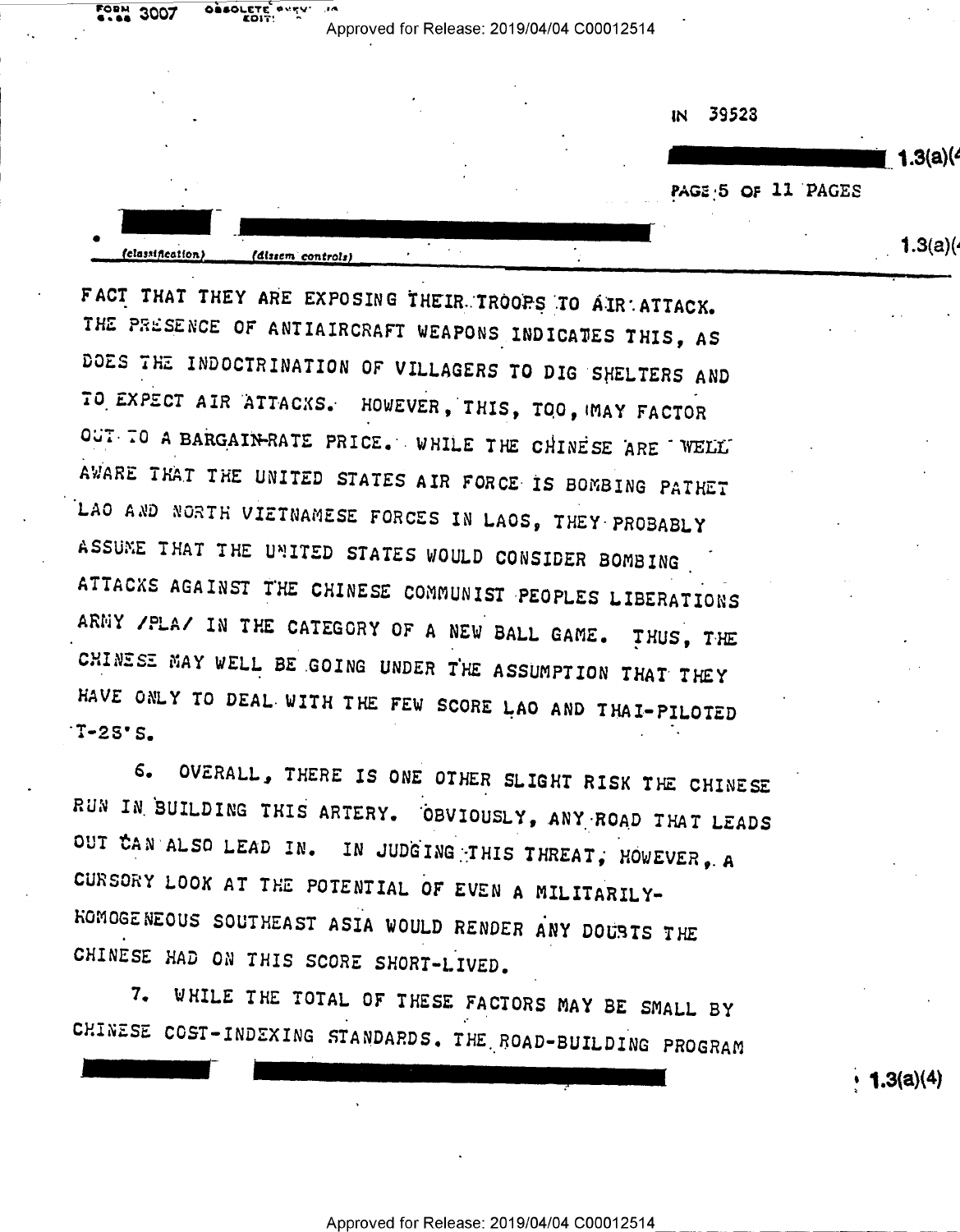IN 39523

1.3(a)(4)

1.3(a)(4)

(classification) (dissem controls)

FACT THAT THEY ARE EXPOSING THEIR TROOPS TO AIR ATTACK. THE PRESENCE OF ANTIAIRCRAFT WEAPONS INDICATES THIS, AS DOES THE INDOCTRINATION OF VILLAGERS TO DIG SHELTERS AND TO EXPECT AIR ATTACKS. HOWEVER, THIS, TOO, MAY FACTOR OUT TO A BARGAIN-RATE PRICE. WHILE THE CHINESE ARE WELL AWARE THAT THE UNITED STATES AIR FORCE IS BOMBING PATHET LAO AND NORTH VIETNAMESE FORCES IN LAOS, THEY PROBABLY ASSUME THAT THE UNITED STATES WOULD CONSIDER BOMBING ATTACKS AGAINST THE CHINESE COMMUNIST PEOPLES LIBERATIONS ARMY /PLA/ IN THE CATEGORY OF A NEW BALL GAME. THUS, THE CHINESE MAY WELL BE GOING UNDER THE ASSUMPTION THAT THEY HAVE ONLY TO DEAL WITH THE FEW SCORE LAO AND THAI-PILOTED T-28'S.

6. OVERALL, THERE IS ONE OTHER SLIGHT RISK THE CHINESE RUN IN BUILDING THIS ARTERY. OBVIOUSLY, ANY ROAD THAT LEADS OUT CAN ALSO LEAD IN. IN JUDGING THIS THREAT, HOWEVER, A CURSORY LOOK AT THE POTENTIAL OF EVEN A MILITARILY-HOMOGENEOUS SOUTHEAST ASIA WOULD RENDER ANY DOUBTS THE CHINESE HAD ON THIS SCORE SHORT-LIVED.

7. WHILE THE TOTAL OF THESE FACTORS MAY BE SMALL BY CHINESE COST-INDEXING STANDARDS. THE ROAD-BUILDING PROGRAM

1.3(a)(4)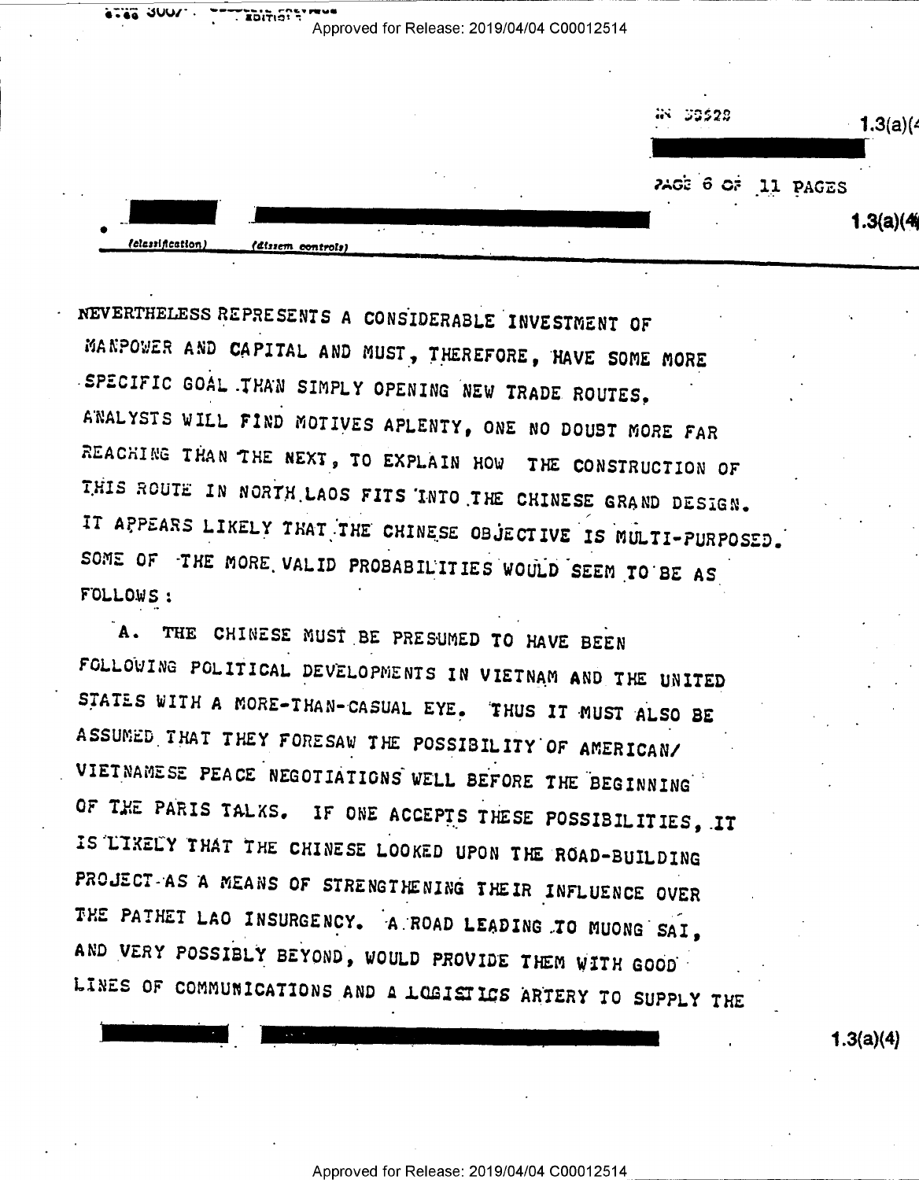NEVERTHELESS REPRESENTS A CONSIDERABLE INVESTMENT OF MANPOWER AND CAPITAL AND MUST, THEREFORE, HAVE SOME MORE SPECIFIC GOAL THAN SIMPLY OPENING NEW TRADE ROUTES. ANALYSTS WILL FIND MOTIVES APLENTY, ONE NO DOUBT MORE FAR REACHING THAN THE NEXT, TO EXPLAIN HOW THE CONSTRUCTION OF THIS ROUTE IN NORTH LAOS FITS INTO THE CHINESE GRAND DESIGN. IT APPEARS LIKELY THAT THE CHINESE OBJECTIVE IS MULTI-PURPOSED. SOME OF THE MORE VALID PROBABILITIES WOULD SEEM TO BE AS FOLLOWS:

A. THE CHINESE MUST BE PRESUMED TO HAVE BEEN FOLLOWING POLITICAL DEVELOPMENTS IN VIETNAM AND THE UNITED STATES WITH A MORE-THAN-CASUAL EYE. THUS IT MUST ALSO BE ASSUMED THAT THEY FORESAW THE POSSIBILITY OF AMERICAN/VIETNAMESE PEACE NEGOTIATIONS WELL BEFORE THE BEGINNING OF THE PARIS TALKS. IF ONE ACCEPTS THESE POSSIBILITIES, IT IS LIKELY THAT THE CHINESE LOOKED UPON THE ROAD-BUILDING PROJECT AS A MEANS OF STRENGTHENING THEIR INFLUENCE OVER THE PATHET LAO INSURGENCY. A ROAD LEADING TO MUONG SAI, AND VERY POSSIBLY BEYOND, WOULD PROVIDE THEM WITH GOOD LINES OF COMMUNICATIONS AND A LOGISTICS ARTERY TO SUPPLY THE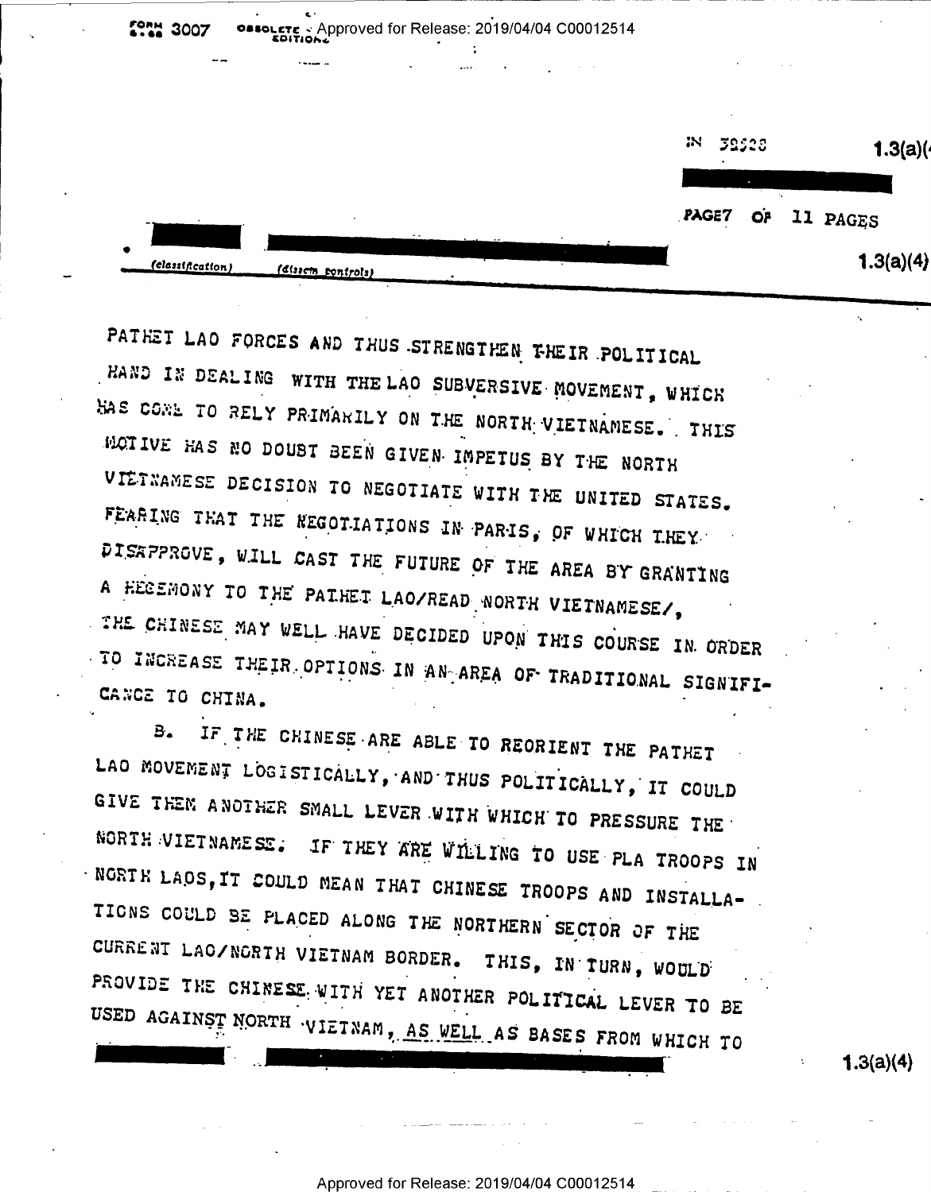PATHET LAO FORCES AND THUS STRENGTHEN THEIR POLITICAL HAND IN DEALING WITH THE LAO SUBVERSIVE MOVEMENT, WHICH HAS COME TO RELY PRIMARILY ON THE NORTH VIETNAMESE. THIS MOTIVE HAS NO DOUBT BEEN GIVEN IMPETUS BY THE NORTH VIETNAMESE DECISION TO NEGOTIATE WITH THE UNITED STATES. FEARING THAT THE NEGOTIATIONS IN PARIS, OF WHICH THEY DISAPPROVE, WILL CAST THE FUTURE OF THE AREA BY GRANTING A HEGEMONY TO THE PATHET LAO/READ NORTH VIETNAMESE/, THE CHINESE MAY WELL HAVE DECIDED UPON THIS COURSE IN ORDER TO INCREASE THEIR OPTIONS IN AN AREA OF TRADITIONAL SIGNIFICANCE TO CHINA.

B. IF THE CHINESE ARE ABLE TO REORIENT THE PATHET LAO MOVEMENT LOGISTICALLY, AND THUS POLITICALLY, IT COULD GIVE THEM ANOTHER SMALL LEVER WITH WHICH TO PRESSURE THE NORTH VIETNAMESE. IF THEY ARE WILLING TO USE PLA TROOPS IN NORTH LAOS, IT COULD MEAN THAT CHINESE TROOPS AND INSTALLATIONS COULD BE PLACED ALONG THE NORTHERN SECTOR OF THE CURRENT LAO/NORTH VIETNAM BORDER. THIS, IN TURN, WOULD PROVIDE THE CHINESE WITH YET ANOTHER POLITICAL LEVER TO BE USED AGAINST NORTH VIETNAM, AS WELL AS BASES FROM WHICH TO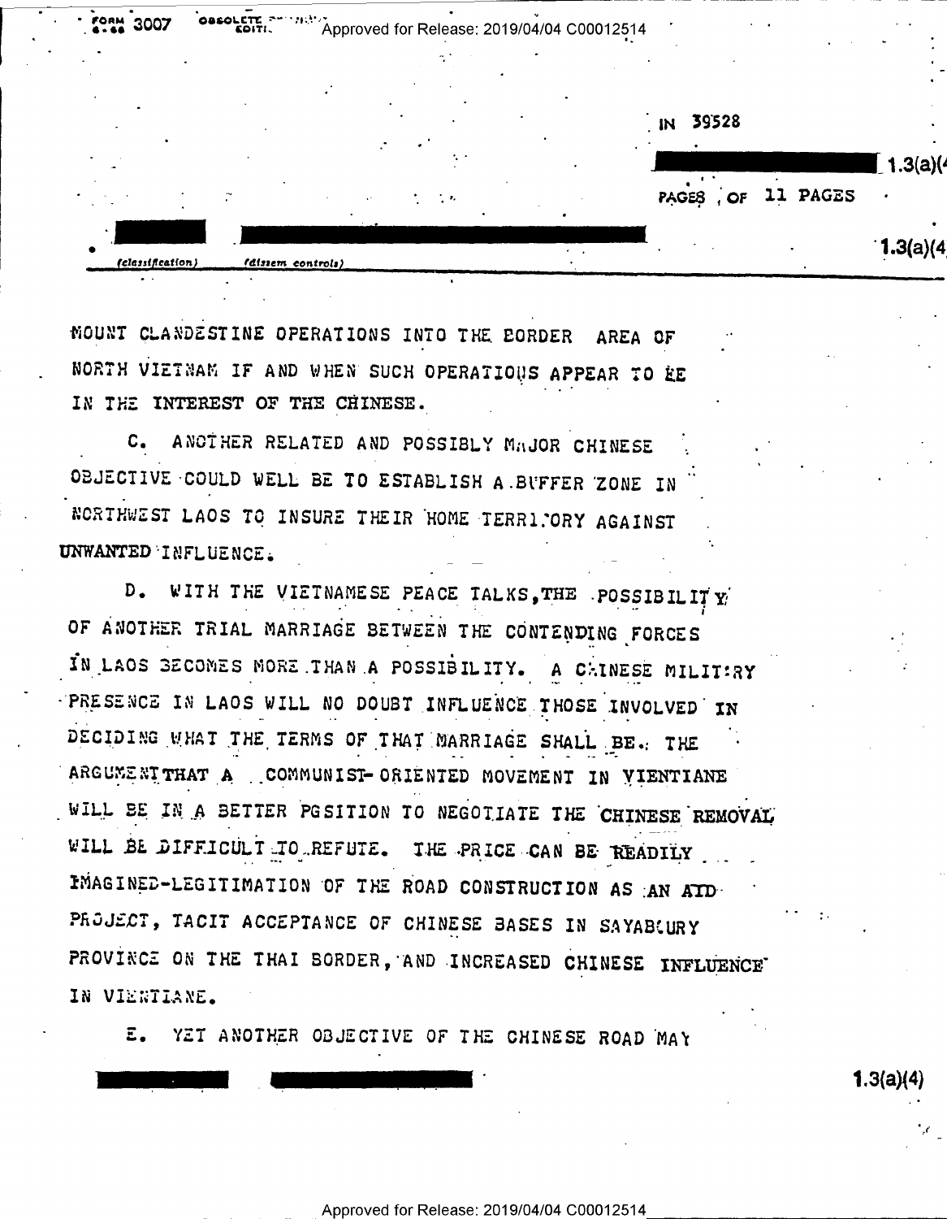MOUNT CLANDESTINE OPERATIONS INTO THE BORDER AREA OF NORTH VIETNAM IF AND WHEN SUCH OPERATIONS APPEAR TO BE IN THE INTEREST OF THE CHINESE.

C. ANOTHER RELATED AND POSSIBLY MAJOR CHINESE OBJECTIVE COULD WELL BE TO ESTABLISH A BUFFER ZONE IN NORTHWEST LAOS TO INSURE THEIR HOME TERRITORY AGAINST UNWANTED INFLUENCE.

D. WITH THE VIETNAMESE PEACE TALKS, THE POSSIBILITY OF ANOTHER TRIAL MARRIAGE BETWEEN THE CONTENDING FORCES IN LAOS BECOMES MORE THAN A POSSIBILITY. A CHINESE MILITARY PRESENCE IN LAOS WILL NO DOUBT INFLUENCE THOSE INVOLVED IN DECIDING WHAT THE TERMS OF THAT MARRIAGE SHALL BE. THE ARGUMENT THAT A COMMUNIST-ORIENTED MOVEMENT IN VIENTIANE WILL BE IN A BETTER POSITION TO NEGOTIATE THE CHINESE REMOVAL WILL BE DIFFICULT TO REFUTE. THE PRICE CAN BE READILY IMAGINED-LEGITIMATION OF THE ROAD CONSTRUCTION AS AN AID PROJECT, TACIT ACCEPTANCE OF CHINESE BASES IN SAYABOURY PROVINCE ON THE THAI BORDER, AND INCREASED CHINESE INFLUENCE IN VIENTIANE.

E. YET ANOTHER OBJECTIVE OF THE CHINESE ROAD MAY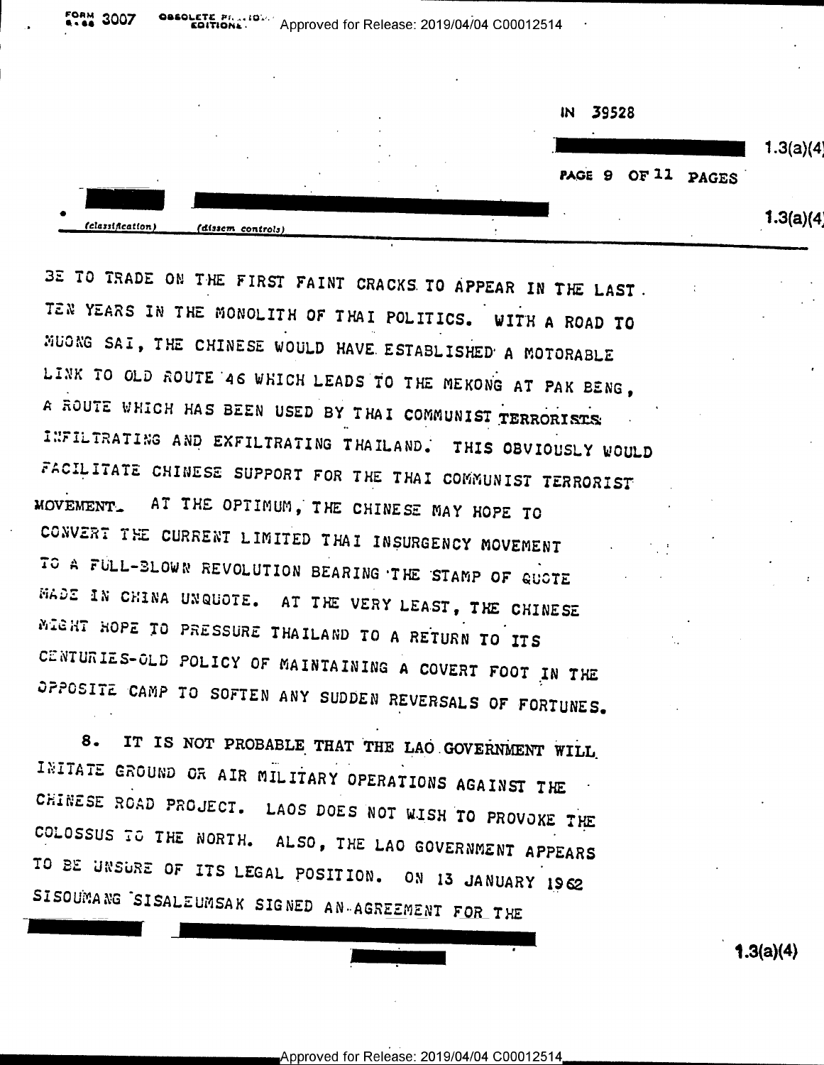IN 39528

BE TO TRADE ON THE FIRST FAINT CRACKS TO APPEAR IN THE LAST TEN YEARS IN THE MONOLITH OF THAI POLITICS. WITH A ROAD TO MUONG SAI, THE CHINESE WOULD HAVE ESTABLISHED A MOTORABLE LINK TO OLD ROUTE 46 WHICH LEADS TO THE MEKONG AT PAK BENG, A ROUTE WHICH HAS BEEN USED BY THAI COMMUNIST TERRORISTS INFILTRATING AND EXFILTRATING THAILAND. THIS OBVIOUSLY WOULD FACILITATE CHINESE SUPPORT FOR THE THAI COMMUNIST TERRORIST MOVEMENT. AT THE OPTIMUM, THE CHINESE MAY HOPE TO CONVERT THE CURRENT LIMITED THAI INSURGENCY MOVEMENT TO A FULL-BLOWN REVOLUTION BEARING THE STAMP OF QUOTE MADE IN CHINA UNQUOTE. AT THE VERY LEAST, THE CHINESE MIGHT HOPE TO PRESSURE THAILAND TO A RETURN TO ITS CENTURIES-OLD POLICY OF MAINTAINING A COVERT FOOT IN THE OPPOSITE CAMP TO SOFTEN ANY SUDDEN REVERSALS OF FORTUNES.

8. IT IS NOT PROBABLE THAT THE LAO GOVERNMENT WILL INITATE GROUND OR AIR MILITARY OPERATIONS AGAINST THE CHINESE ROAD PROJECT. LAOS DOES NOT WISH TO PROVOKE THE COLOSSUS TO THE NORTH. ALSO, THE LAO GOVERNMENT APPEARS TO BE UNSURE OF ITS LEGAL POSITION. ON 13 JANUARY 1962 SISOUMANG SISALEUMSAK SIGNED AN AGREEMENT FOR THE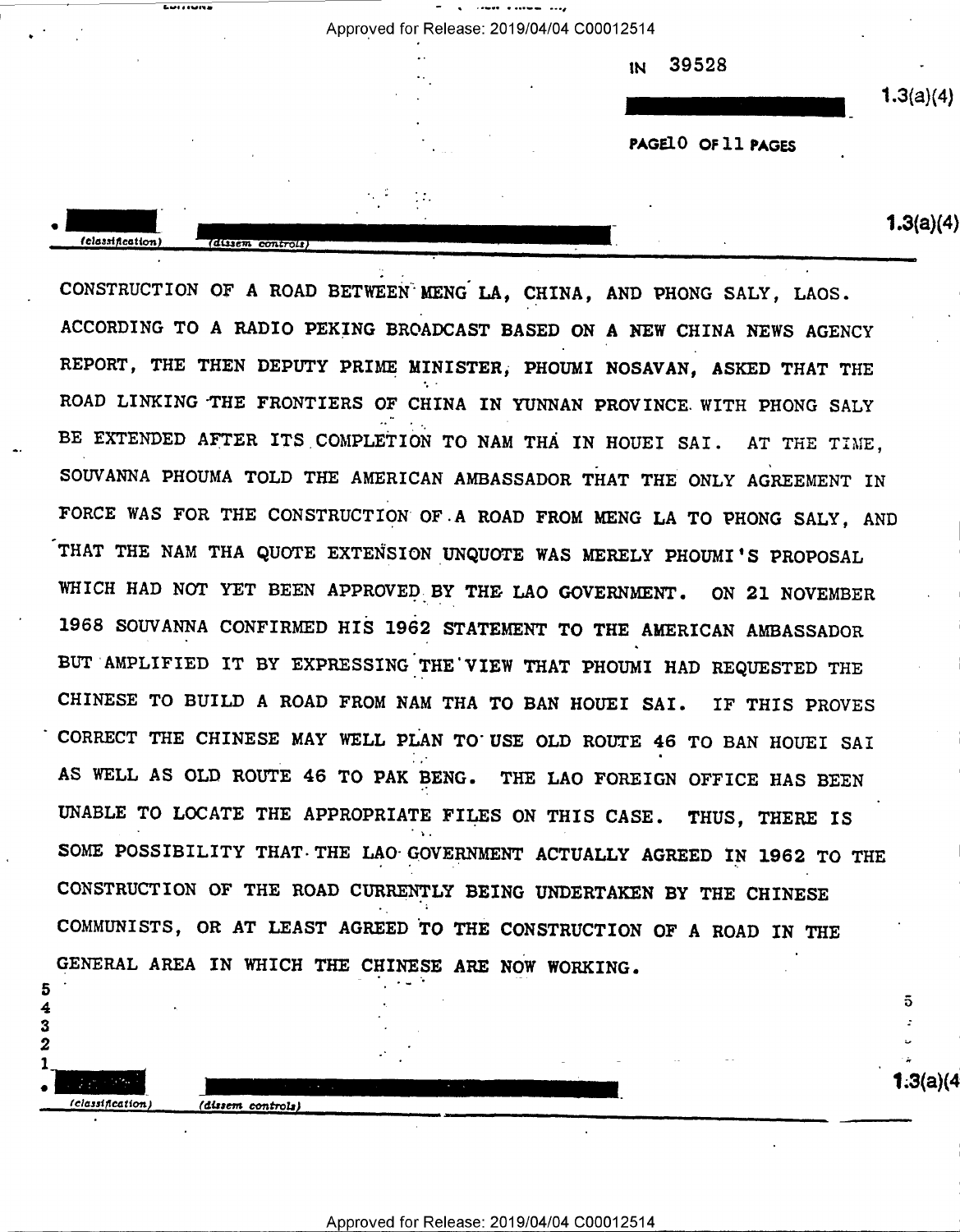CONSTRUCTION OF A ROAD BETWEEN MENG LA, CHINA, AND PHONG SALY, LAOS. ACCORDING TO A RADIO PEKING BROADCAST BASED ON A NEW CHINA NEWS AGENCY REPORT, THE THEN DEPUTY PRIME MINISTER, PHOUMI NOSAVAN, ASKED THAT THE ROAD LINKING THE FRONTIERS OF CHINA IN YUNNAN PROVINCE WITH PHONG SALY BE EXTENDED AFTER ITS COMPLETION TO NAM THA IN HOUEI SAI. AT THE TIME, SOUVANNA PHOUMA TOLD THE AMERICAN AMBASSADOR THAT THE ONLY AGREEMENT IN FORCE WAS FOR THE CONSTRUCTION OF A ROAD FROM MENG LA TO PHONG SALY, AND THAT THE NAM THA QUOTE EXTENSION UNQUOTE WAS MERELY PHOUMI'S PROPOSAL WHICH HAD NOT YET BEEN APPROVED BY THE LAO GOVERNMENT. ON 21 NOVEMBER 1968 SOUVANNA CONFIRMED HIS 1962 STATEMENT TO THE AMERICAN AMBASSADOR BUT AMPLIFIED IT BY EXPRESSING THE VIEW THAT PHOUMI HAD REQUESTED THE CHINESE TO BUILD A ROAD FROM NAM THA TO BAN HOUEI SAI. IF THIS PROVES CORRECT THE CHINESE MAY WELL PLAN TO USE OLD ROUTE 46 TO BAN HOUEI SAI AS WELL AS OLD ROUTE 46 TO PAK BENG. THE LAO FOREIGN OFFICE HAS BEEN UNABLE TO LOCATE THE APPROPRIATE FILES ON THIS CASE. THUS, THERE IS SOME POSSIBILITY THAT THE LAO GOVERNMENT ACTUALLY AGREED IN 1962 TO THE CONSTRUCTION OF THE ROAD CURRENTLY BEING UNDERTAKEN BY THE CHINESE COMMUNISTS, OR AT LEAST AGREED TO THE CONSTRUCTION OF A ROAD IN THE GENERAL AREA IN WHICH THE CHINESE ARE NOW WORKING.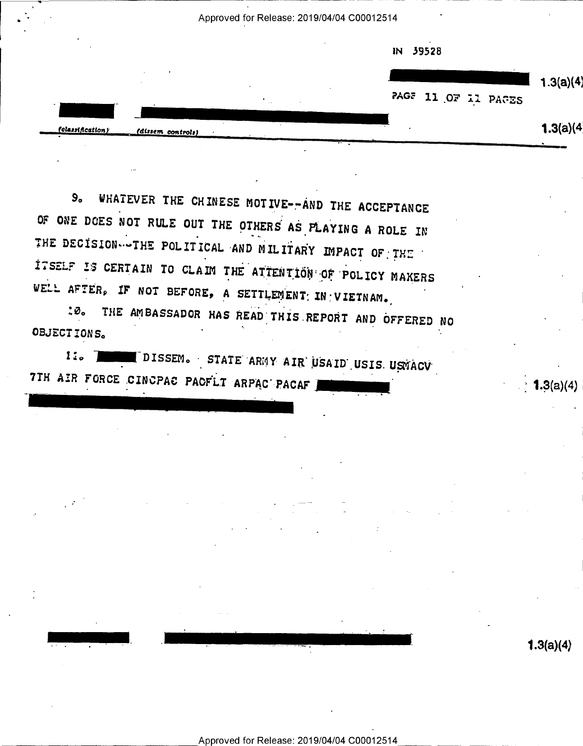IN 39528

PAGE 11 OF 11 PAGES

(classification) (dissem controls)

9. WHATEVER THE CHINESE MOTIVE--AND THE ACCEPTANCE OF ONE DOES NOT RULE OUT THE OTHERS AS PLAYING A ROLE IN THE DECISION--THE POLITICAL AND MILITARY IMPACT OF THE ITSELF IS CERTAIN TO CLAIM THE ATTENTION OF POLICY MAKERS WELL AFTER, IF NOT BEFORE, A SETTLEMENT IN VIETNAM.

10. THE AMBASSADOR HAS READ THIS REPORT AND OFFERED NO OBJECTIONS.

11. DISSEM. STATE ARMY AIR USAID USIS USMACV 7TH AIR FORCE CINCPAC PACFLT ARPAC PACAF

1.3(a)(4)